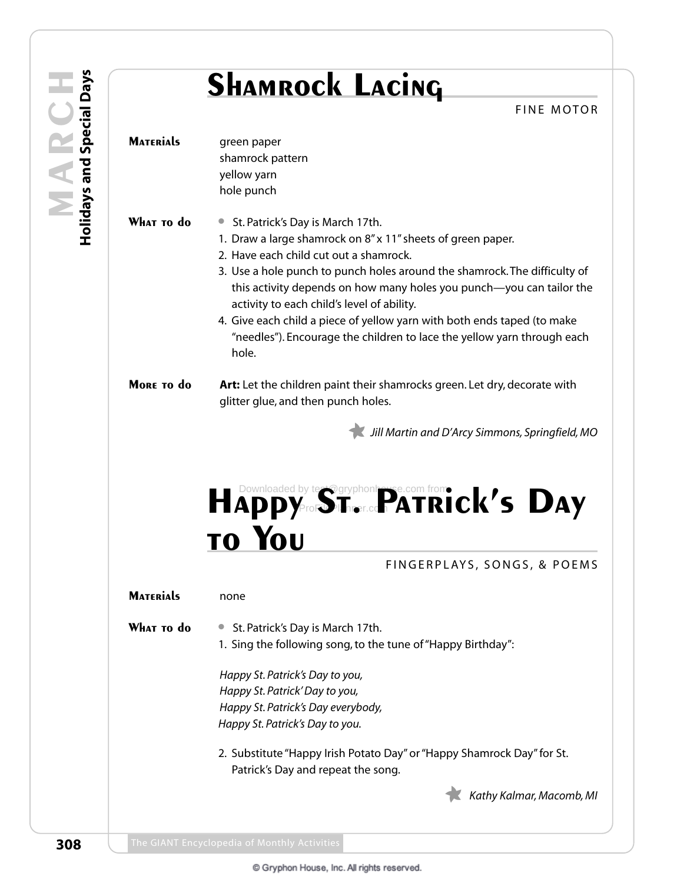# Shamrock Lacing

FINE MOTOR

**Materials**
green paper
shamrock pattern
yellow yarn
hole punch

**What to do**

- St. Patrick's Day is March 17th.

1. Draw a large shamrock on 8" x 11" sheets of green paper.
2. Have each child cut out a shamrock.
3. Use a hole punch to punch holes around the shamrock. The difficulty of this activity depends on how many holes you punch—you can tailor the activity to each child's level of ability.
4. Give each child a piece of yellow yarn with both ends taped (to make "needles"). Encourage the children to lace the yellow yarn through each hole.

**More to do**

**Art:** Let the children paint their shamrocks green. Let dry, decorate with glitter glue, and then punch holes.

*Jill Martin and D'Arcy Simmons, Springfield, MO*

# Happy St. Patrick's Day to You

FINGERPLAYS, SONGS, & POEMS

**Materials**
none

**What to do**

- St. Patrick's Day is March 17th.

1. Sing the following song, to the tune of "Happy Birthday":

*Happy St. Patrick's Day to you,*
*Happy St. Patrick' Day to you,*
*Happy St. Patrick's Day everybody,*
*Happy St. Patrick's Day to you.*

2. Substitute "Happy Irish Potato Day" or "Happy Shamrock Day" for St. Patrick's Day and repeat the song.

*Kathy Kalmar, Macomb, MI*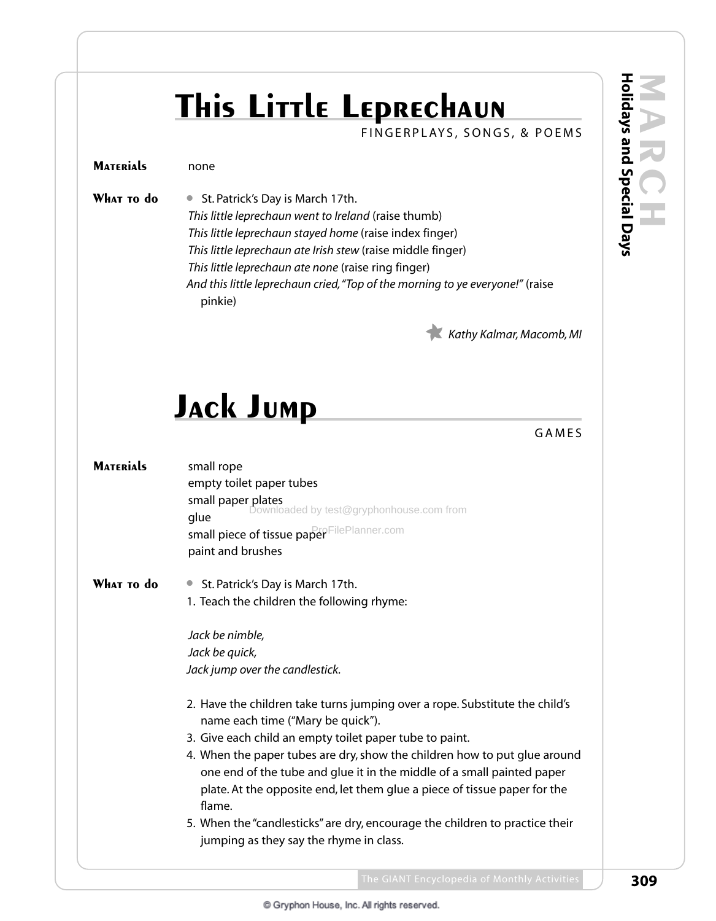# This Little Leprechaun

FINGERPLAYS, SONGS, & POEMS

**Materials** none

**What to do**

- St. Patrick's Day is March 17th.

*This little leprechaun went to Ireland* (raise thumb)
*This little leprechaun stayed home* (raise index finger)
*This little leprechaun ate Irish stew* (raise middle finger)
*This little leprechaun ate none* (raise ring finger)
*And this little leprechaun cried, "Top of the morning to ye everyone!"* (raise pinkie)

*Kathy Kalmar, Macomb, MI*

# Jack Jump

GAMES

**Materials**

small rope
empty toilet paper tubes
small paper plates
glue
small piece of tissue paper
paint and brushes

**What to do**

- St. Patrick's Day is March 17th.

1. Teach the children the following rhyme:

   *Jack be nimble,*
   *Jack be quick,*
   *Jack jump over the candlestick.*

2. Have the children take turns jumping over a rope. Substitute the child's name each time ("Mary be quick").
3. Give each child an empty toilet paper tube to paint.
4. When the paper tubes are dry, show the children how to put glue around one end of the tube and glue it in the middle of a small painted paper plate. At the opposite end, let them glue a piece of tissue paper for the flame.
5. When the "candlesticks" are dry, encourage the children to practice their jumping as they say the rhyme in class.